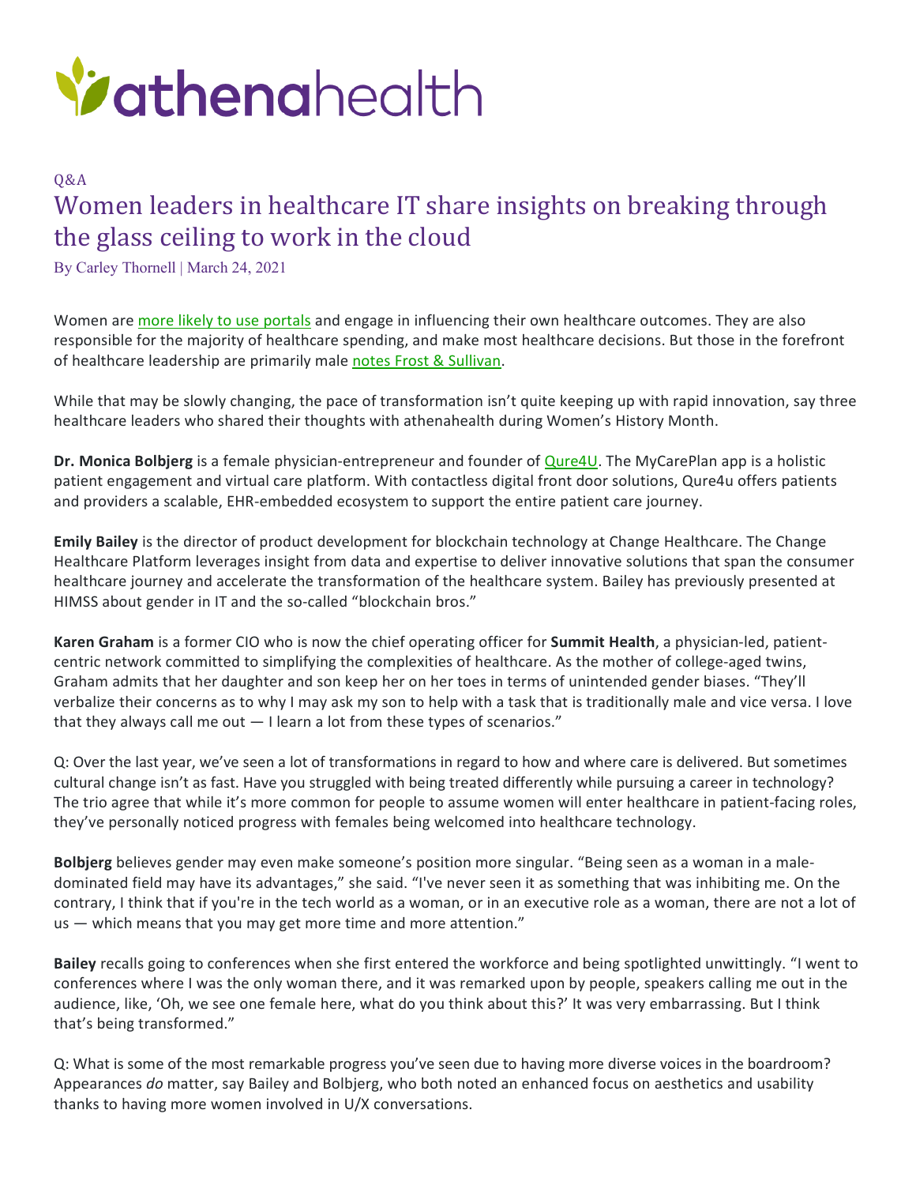# athenahealth

Q&A

## Women leaders in healthcare IT share insights on breaking through the glass ceiling to work in the cloud

By Carley Thornell | March 24, 2021

Women are more likely to use portals and engage in influencing their own healthcare outcomes. They are also responsible for the majority of healthcare spending, and make most healthcare decisions. But those in the forefront of healthcare leadership are primarily male notes Frost & Sullivan.

While that may be slowly changing, the pace of transformation isn't quite keeping up with rapid innovation, say three healthcare leaders who shared their thoughts with athenahealth during Women's History Month.

**Dr. Monica Bolbjerg** is a female physician-entrepreneur and founder of Qure4U. The MyCarePlan app is a holistic patient engagement and virtual care platform. With contactless digital front door solutions, Qure4u offers patients and providers a scalable, EHR-embedded ecosystem to support the entire patient care journey.

**Emily Bailey** is the director of product development for blockchain technology at Change Healthcare. The Change Healthcare Platform leverages insight from data and expertise to deliver innovative solutions that span the consumer healthcare journey and accelerate the transformation of the healthcare system. Bailey has previously presented at HIMSS about gender in IT and the so-called "blockchain bros."

**Karen Graham** is a former CIO who is now the chief operating officer for **Summit Health**, a physician-led, patient-centric network committed to simplifying the complexities of healthcare. As the mother of college-aged twins, Graham admits that her daughter and son keep her on her toes in terms of unintended gender biases. "They'll verbalize their concerns as to why I may ask my son to help with a task that is traditionally male and vice versa. I love that they always call me out — I learn a lot from these types of scenarios."

Q: Over the last year, we've seen a lot of transformations in regard to how and where care is delivered. But sometimes cultural change isn't as fast. Have you struggled with being treated differently while pursuing a career in technology? The trio agree that while it's more common for people to assume women will enter healthcare in patient-facing roles, they've personally noticed progress with females being welcomed into healthcare technology.

**Bolbjerg** believes gender may even make someone's position more singular. "Being seen as a woman in a male-dominated field may have its advantages," she said. "I've never seen it as something that was inhibiting me. On the contrary, I think that if you're in the tech world as a woman, or in an executive role as a woman, there are not a lot of us — which means that you may get more time and more attention."

**Bailey** recalls going to conferences when she first entered the workforce and being spotlighted unwittingly. "I went to conferences where I was the only woman there, and it was remarked upon by people, speakers calling me out in the audience, like, 'Oh, we see one female here, what do you think about this?' It was very embarrassing. But I think that's being transformed."

Q: What is some of the most remarkable progress you've seen due to having more diverse voices in the boardroom? Appearances *do* matter, say Bailey and Bolbjerg, who both noted an enhanced focus on aesthetics and usability thanks to having more women involved in U/X conversations.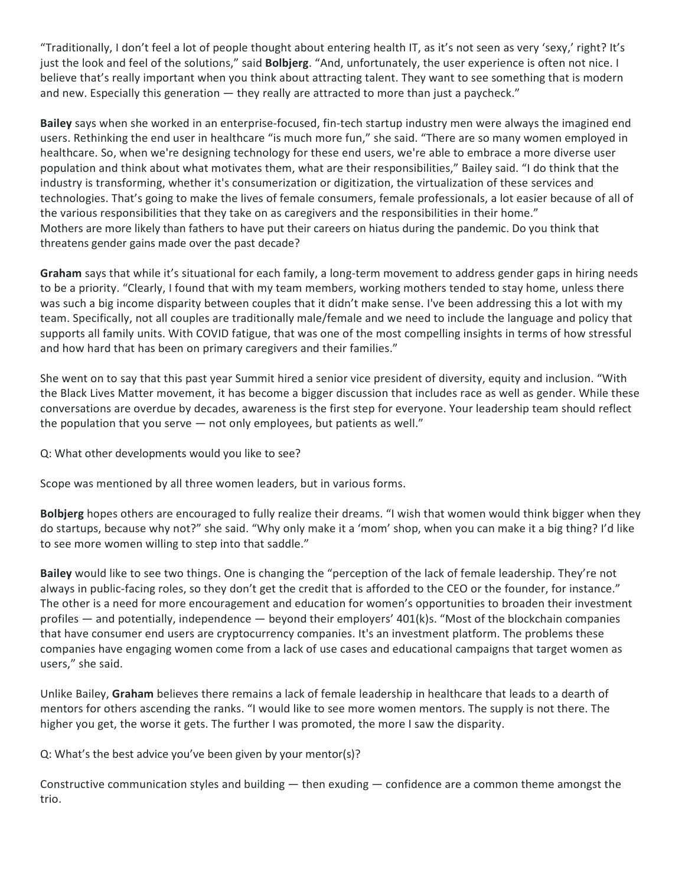"Traditionally, I don't feel a lot of people thought about entering health IT, as it's not seen as very 'sexy,' right? It's just the look and feel of the solutions," said **Bolbjerg**. "And, unfortunately, the user experience is often not nice. I believe that's really important when you think about attracting talent. They want to see something that is modern and new. Especially this generation — they really are attracted to more than just a paycheck."

**Bailey** says when she worked in an enterprise-focused, fin-tech startup industry men were always the imagined end users. Rethinking the end user in healthcare "is much more fun," she said. "There are so many women employed in healthcare. So, when we're designing technology for these end users, we're able to embrace a more diverse user population and think about what motivates them, what are their responsibilities," Bailey said. "I do think that the industry is transforming, whether it's consumerization or digitization, the virtualization of these services and technologies. That's going to make the lives of female consumers, female professionals, a lot easier because of all of the various responsibilities that they take on as caregivers and the responsibilities in their home."

Mothers are more likely than fathers to have put their careers on hiatus during the pandemic. Do you think that threatens gender gains made over the past decade?

**Graham** says that while it's situational for each family, a long-term movement to address gender gaps in hiring needs to be a priority. "Clearly, I found that with my team members, working mothers tended to stay home, unless there was such a big income disparity between couples that it didn't make sense. I've been addressing this a lot with my team. Specifically, not all couples are traditionally male/female and we need to include the language and policy that supports all family units. With COVID fatigue, that was one of the most compelling insights in terms of how stressful and how hard that has been on primary caregivers and their families."

She went on to say that this past year Summit hired a senior vice president of diversity, equity and inclusion. "With the Black Lives Matter movement, it has become a bigger discussion that includes race as well as gender. While these conversations are overdue by decades, awareness is the first step for everyone. Your leadership team should reflect the population that you serve — not only employees, but patients as well."

Q: What other developments would you like to see?

Scope was mentioned by all three women leaders, but in various forms.

**Bolbjerg** hopes others are encouraged to fully realize their dreams. "I wish that women would think bigger when they do startups, because why not?" she said. "Why only make it a 'mom' shop, when you can make it a big thing? I'd like to see more women willing to step into that saddle."

**Bailey** would like to see two things. One is changing the "perception of the lack of female leadership. They're not always in public-facing roles, so they don't get the credit that is afforded to the CEO or the founder, for instance." The other is a need for more encouragement and education for women's opportunities to broaden their investment profiles — and potentially, independence — beyond their employers' 401(k)s. "Most of the blockchain companies that have consumer end users are cryptocurrency companies. It's an investment platform. The problems these companies have engaging women come from a lack of use cases and educational campaigns that target women as users," she said.

Unlike Bailey, **Graham** believes there remains a lack of female leadership in healthcare that leads to a dearth of mentors for others ascending the ranks. "I would like to see more women mentors. The supply is not there. The higher you get, the worse it gets. The further I was promoted, the more I saw the disparity.

Q: What's the best advice you've been given by your mentor(s)?

Constructive communication styles and building — then exuding — confidence are a common theme amongst the trio.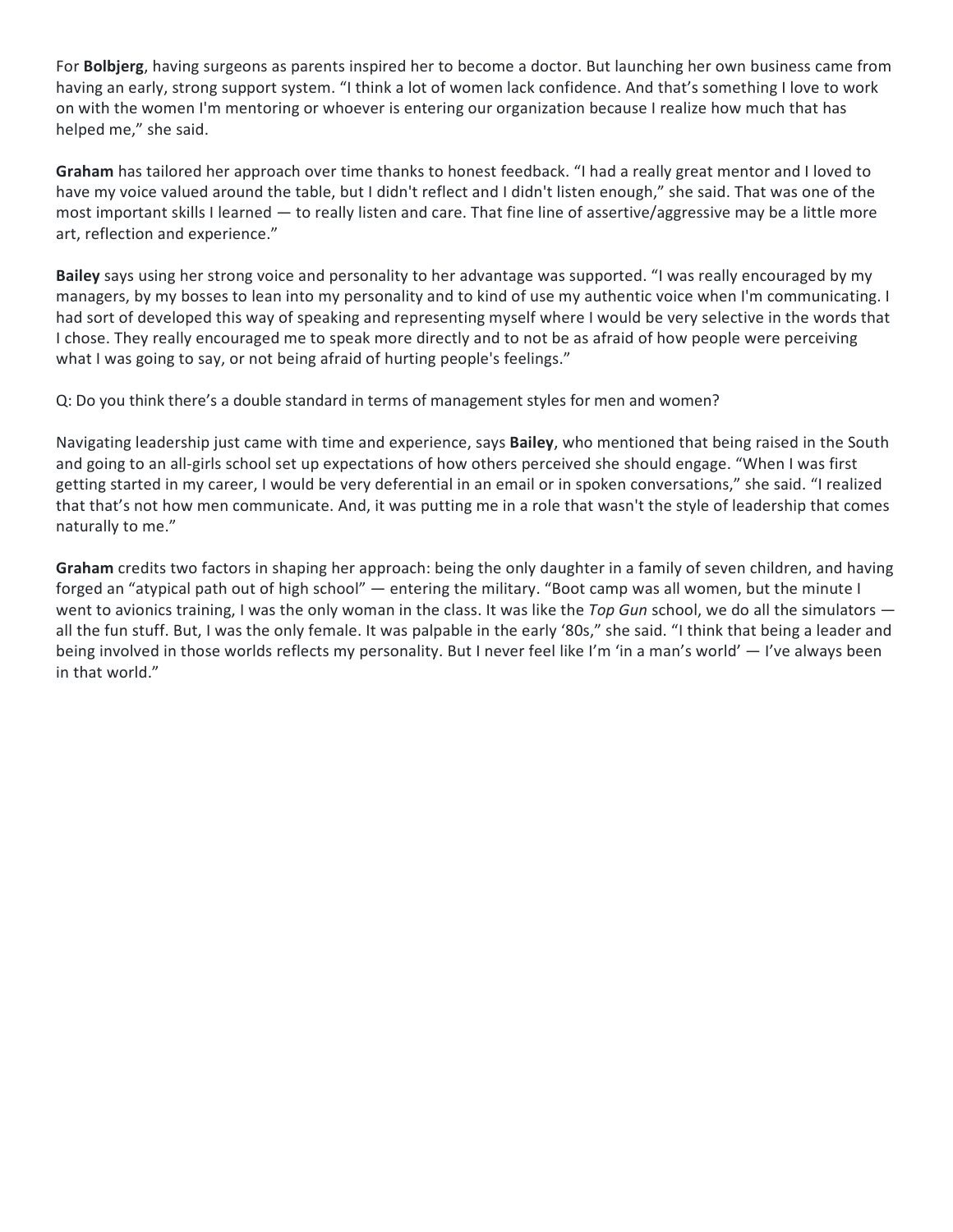For **Bolbjerg**, having surgeons as parents inspired her to become a doctor. But launching her own business came from having an early, strong support system. "I think a lot of women lack confidence. And that's something I love to work on with the women I'm mentoring or whoever is entering our organization because I realize how much that has helped me," she said.

**Graham** has tailored her approach over time thanks to honest feedback. "I had a really great mentor and I loved to have my voice valued around the table, but I didn't reflect and I didn't listen enough," she said. That was one of the most important skills I learned — to really listen and care. That fine line of assertive/aggressive may be a little more art, reflection and experience."

**Bailey** says using her strong voice and personality to her advantage was supported. "I was really encouraged by my managers, by my bosses to lean into my personality and to kind of use my authentic voice when I'm communicating. I had sort of developed this way of speaking and representing myself where I would be very selective in the words that I chose. They really encouraged me to speak more directly and to not be as afraid of how people were perceiving what I was going to say, or not being afraid of hurting people's feelings."

Q: Do you think there's a double standard in terms of management styles for men and women?

Navigating leadership just came with time and experience, says **Bailey**, who mentioned that being raised in the South and going to an all-girls school set up expectations of how others perceived she should engage. "When I was first getting started in my career, I would be very deferential in an email or in spoken conversations," she said. "I realized that that's not how men communicate. And, it was putting me in a role that wasn't the style of leadership that comes naturally to me."

**Graham** credits two factors in shaping her approach: being the only daughter in a family of seven children, and having forged an "atypical path out of high school" — entering the military. "Boot camp was all women, but the minute I went to avionics training, I was the only woman in the class. It was like the *Top Gun* school, we do all the simulators — all the fun stuff. But, I was the only female. It was palpable in the early '80s," she said. "I think that being a leader and being involved in those worlds reflects my personality. But I never feel like I'm 'in a man's world' — I've always been in that world."